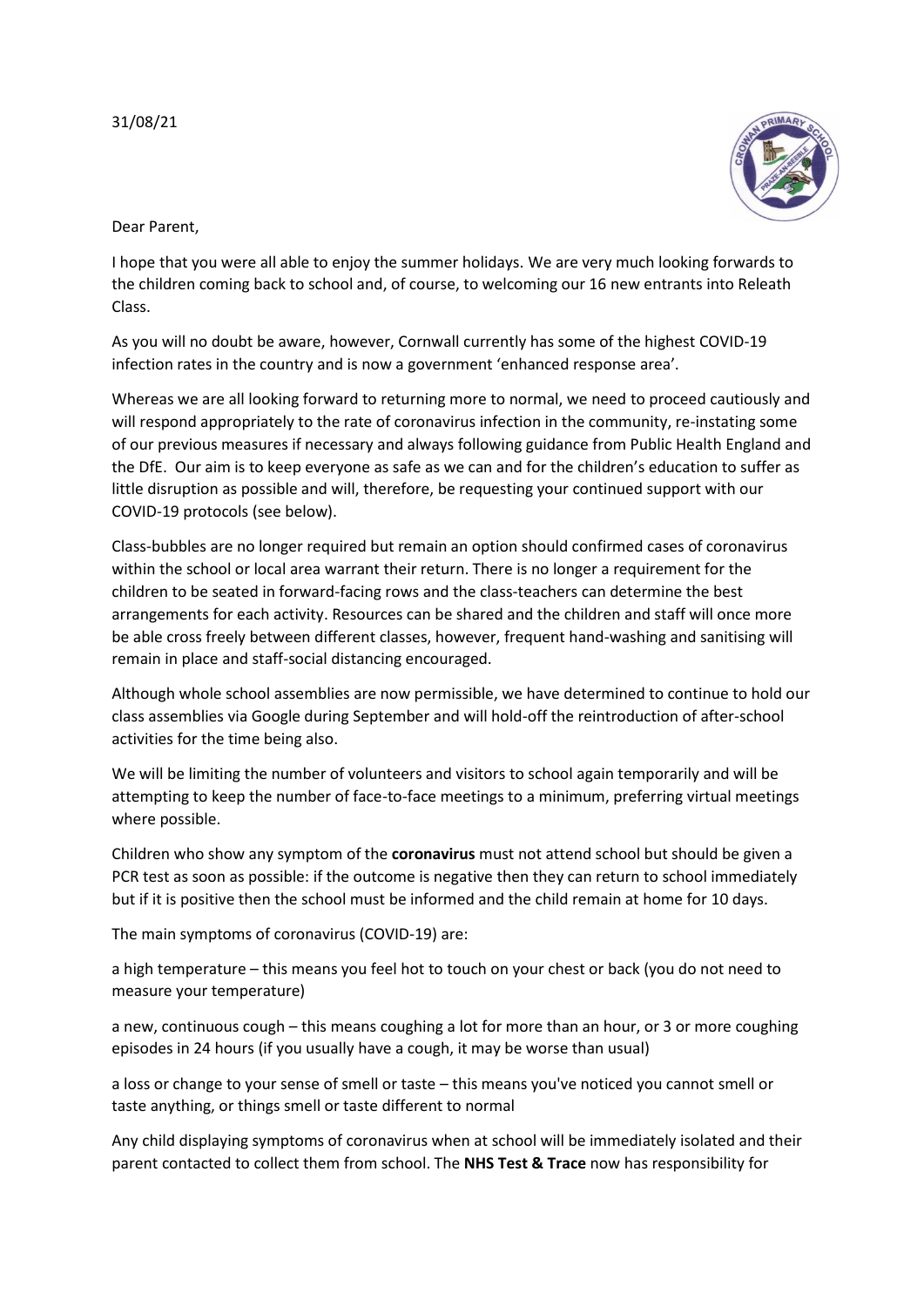31/08/21

Dear Parent,

I hope that you were all able to enjoy the summer holidays. We are very much looking forwards to the children coming back to school and, of course, to welcoming our 16 new entrants into Releath Class.

As you will no doubt be aware, however, Cornwall currently has some of the highest COVID-19 infection rates in the country and is now a government 'enhanced response area'.

Whereas we are all looking forward to returning more to normal, we need to proceed cautiously and will respond appropriately to the rate of coronavirus infection in the community, re-instating some of our previous measures if necessary and always following guidance from Public Health England and the DfE. Our aim is to keep everyone as safe as we can and for the children's education to suffer as little disruption as possible and will, therefore, be requesting your continued support with our COVID-19 protocols (see below).

Class-bubbles are no longer required but remain an option should confirmed cases of coronavirus within the school or local area warrant their return. There is no longer a requirement for the children to be seated in forward-facing rows and the class-teachers can determine the best arrangements for each activity. Resources can be shared and the children and staff will once more be able cross freely between different classes, however, frequent hand-washing and sanitising will remain in place and staff-social distancing encouraged.

Although whole school assemblies are now permissible, we have determined to continue to hold our class assemblies via Google during September and will hold-off the reintroduction of after-school activities for the time being also.

We will be limiting the number of volunteers and visitors to school again temporarily and will be attempting to keep the number of face-to-face meetings to a minimum, preferring virtual meetings where possible.

Children who show any symptom of the **coronavirus** must not attend school but should be given a PCR test as soon as possible: if the outcome is negative then they can return to school immediately but if it is positive then the school must be informed and the child remain at home for 10 days.

The main symptoms of coronavirus (COVID-19) are:

a high temperature – this means you feel hot to touch on your chest or back (you do not need to measure your temperature)

a new, continuous cough – this means coughing a lot for more than an hour, or 3 or more coughing episodes in 24 hours (if you usually have a cough, it may be worse than usual)

a loss or change to your sense of smell or taste – this means you've noticed you cannot smell or taste anything, or things smell or taste different to normal

Any child displaying symptoms of coronavirus when at school will be immediately isolated and their parent contacted to collect them from school. The **NHS Test & Trace** now has responsibility for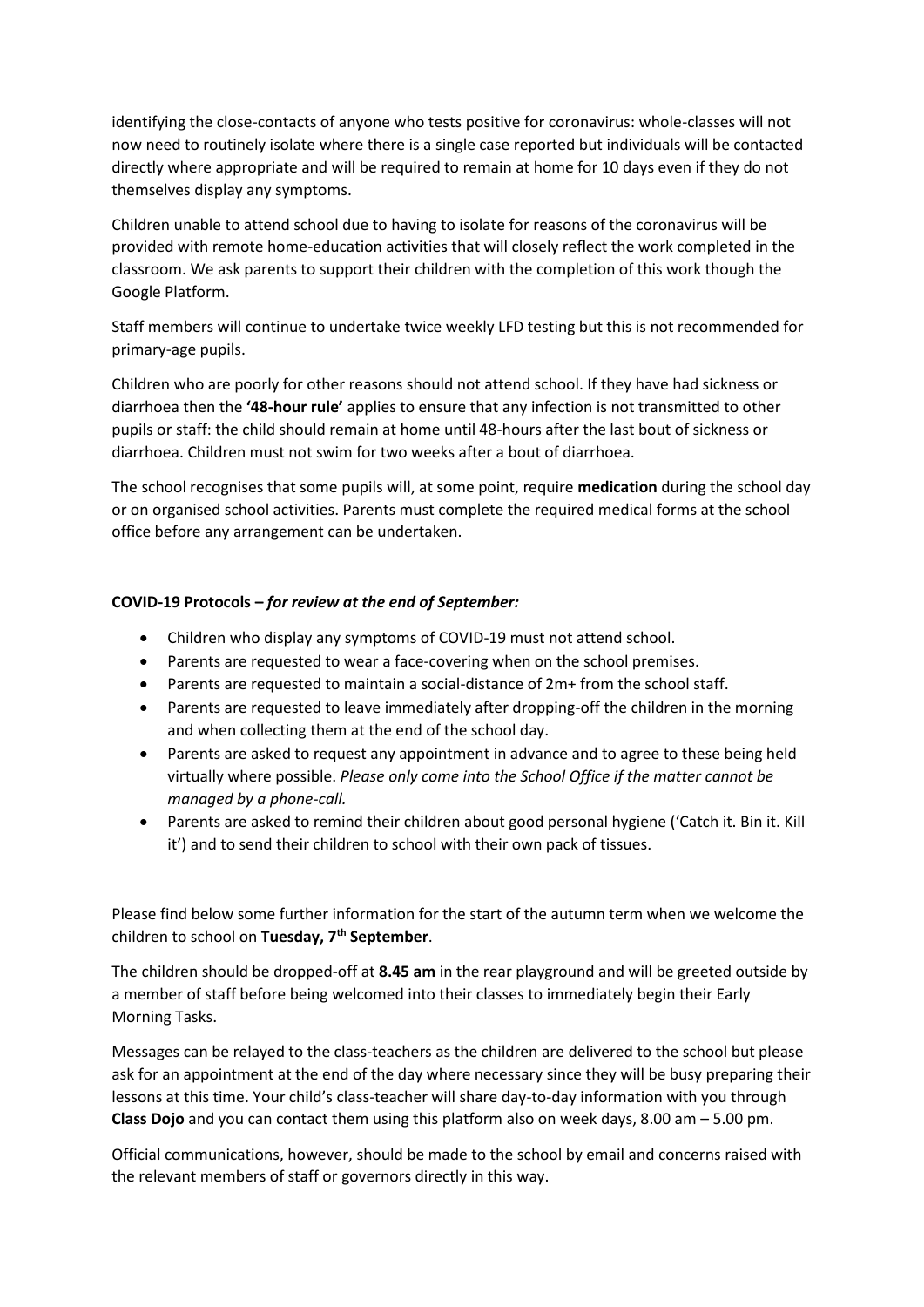identifying the close-contacts of anyone who tests positive for coronavirus: whole-classes will not now need to routinely isolate where there is a single case reported but individuals will be contacted directly where appropriate and will be required to remain at home for 10 days even if they do not themselves display any symptoms.

Children unable to attend school due to having to isolate for reasons of the coronavirus will be provided with remote home-education activities that will closely reflect the work completed in the classroom. We ask parents to support their children with the completion of this work though the Google Platform.

Staff members will continue to undertake twice weekly LFD testing but this is not recommended for primary-age pupils.

Children who are poorly for other reasons should not attend school. If they have had sickness or diarrhoea then the **'48-hour rule'** applies to ensure that any infection is not transmitted to other pupils or staff: the child should remain at home until 48-hours after the last bout of sickness or diarrhoea. Children must not swim for two weeks after a bout of diarrhoea.

The school recognises that some pupils will, at some point, require **medication** during the school day or on organised school activities. Parents must complete the required medical forms at the school office before any arrangement can be undertaken.

**COVID-19 Protocols –** ***for review at the end of September:***

- Children who display any symptoms of COVID-19 must not attend school.
- Parents are requested to wear a face-covering when on the school premises.
- Parents are requested to maintain a social-distance of 2m+ from the school staff.
- Parents are requested to leave immediately after dropping-off the children in the morning and when collecting them at the end of the school day.
- Parents are asked to request any appointment in advance and to agree to these being held virtually where possible. *Please only come into the School Office if the matter cannot be managed by a phone-call.*
- Parents are asked to remind their children about good personal hygiene ('Catch it. Bin it. Kill it') and to send their children to school with their own pack of tissues.

Please find below some further information for the start of the autumn term when we welcome the children to school on **Tuesday, 7th September**.

The children should be dropped-off at **8.45 am** in the rear playground and will be greeted outside by a member of staff before being welcomed into their classes to immediately begin their Early Morning Tasks.

Messages can be relayed to the class-teachers as the children are delivered to the school but please ask for an appointment at the end of the day where necessary since they will be busy preparing their lessons at this time. Your child's class-teacher will share day-to-day information with you through **Class Dojo** and you can contact them using this platform also on week days, 8.00 am – 5.00 pm.

Official communications, however, should be made to the school by email and concerns raised with the relevant members of staff or governors directly in this way.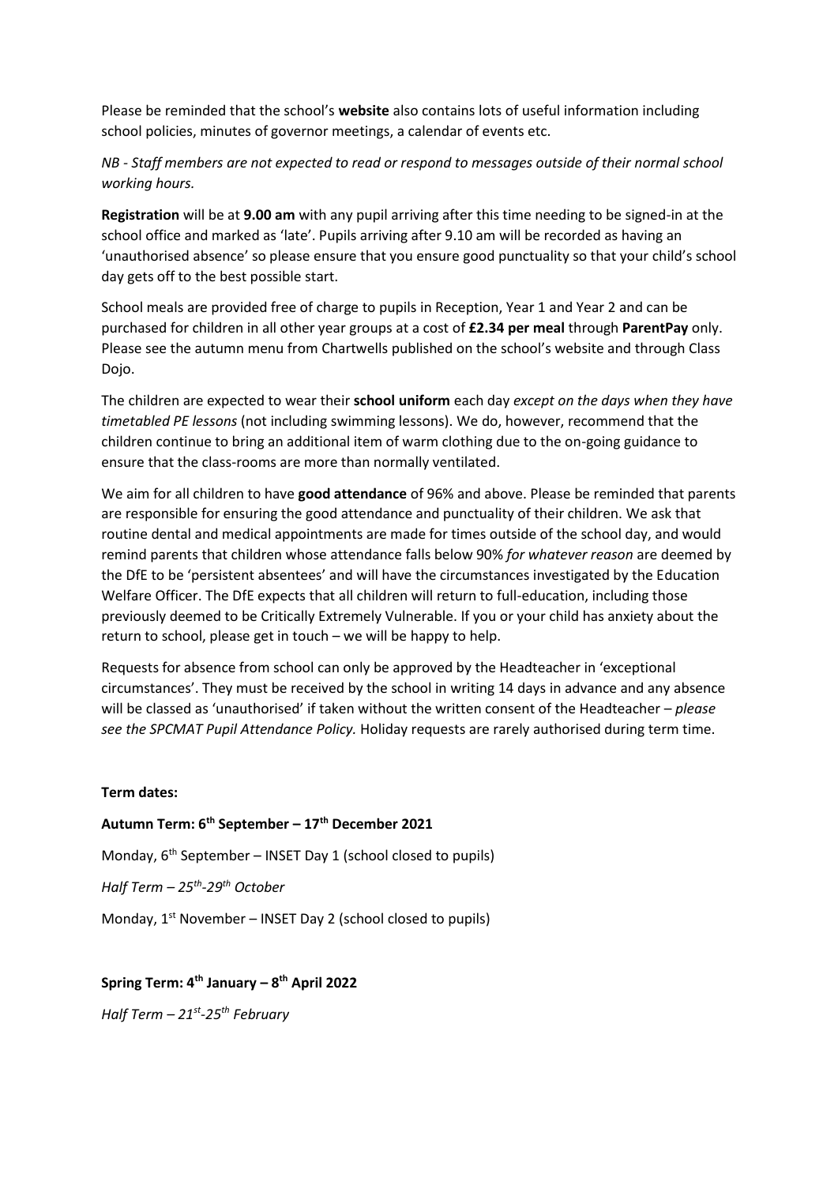Please be reminded that the school's **website** also contains lots of useful information including school policies, minutes of governor meetings, a calendar of events etc.

*NB - Staff members are not expected to read or respond to messages outside of their normal school working hours.*

**Registration** will be at **9.00 am** with any pupil arriving after this time needing to be signed-in at the school office and marked as 'late'. Pupils arriving after 9.10 am will be recorded as having an 'unauthorised absence' so please ensure that you ensure good punctuality so that your child's school day gets off to the best possible start.

School meals are provided free of charge to pupils in Reception, Year 1 and Year 2 and can be purchased for children in all other year groups at a cost of **£2.34 per meal** through **ParentPay** only. Please see the autumn menu from Chartwells published on the school's website and through Class Dojo.

The children are expected to wear their **school uniform** each day *except on the days when they have timetabled PE lessons* (not including swimming lessons). We do, however, recommend that the children continue to bring an additional item of warm clothing due to the on-going guidance to ensure that the class-rooms are more than normally ventilated.

We aim for all children to have **good attendance** of 96% and above. Please be reminded that parents are responsible for ensuring the good attendance and punctuality of their children. We ask that routine dental and medical appointments are made for times outside of the school day, and would remind parents that children whose attendance falls below 90% *for whatever reason* are deemed by the DfE to be 'persistent absentees' and will have the circumstances investigated by the Education Welfare Officer. The DfE expects that all children will return to full-education, including those previously deemed to be Critically Extremely Vulnerable. If you or your child has anxiety about the return to school, please get in touch – we will be happy to help.

Requests for absence from school can only be approved by the Headteacher in 'exceptional circumstances'. They must be received by the school in writing 14 days in advance and any absence will be classed as 'unauthorised' if taken without the written consent of the Headteacher – *please see the SPCMAT Pupil Attendance Policy.* Holiday requests are rarely authorised during term time.

**Term dates:**

**Autumn Term: 6th September – 17th December 2021**

Monday, 6th September – INSET Day 1 (school closed to pupils)

*Half Term – 25th-29th October*

Monday, 1st November – INSET Day 2 (school closed to pupils)

**Spring Term: 4th January – 8th April 2022**

*Half Term – 21st-25th February*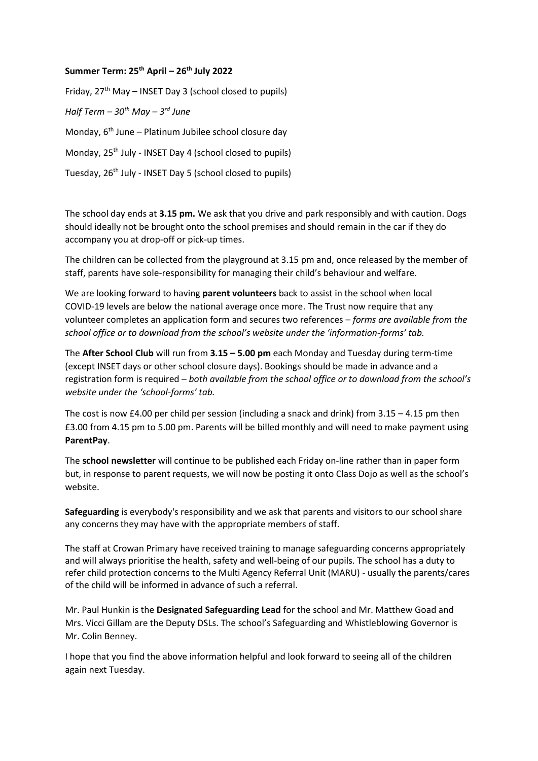**Summer Term: 25th April – 26th July 2022**

Friday, 27th May – INSET Day 3 (school closed to pupils)

*Half Term – 30th May – 3rd June*

Monday, 6th June – Platinum Jubilee school closure day

Monday, 25th July - INSET Day 4 (school closed to pupils)

Tuesday, 26th July - INSET Day 5 (school closed to pupils)

The school day ends at **3.15 pm.** We ask that you drive and park responsibly and with caution. Dogs should ideally not be brought onto the school premises and should remain in the car if they do accompany you at drop-off or pick-up times.

The children can be collected from the playground at 3.15 pm and, once released by the member of staff, parents have sole-responsibility for managing their child's behaviour and welfare.

We are looking forward to having **parent volunteers** back to assist in the school when local COVID-19 levels are below the national average once more. The Trust now require that any volunteer completes an application form and secures two references – *forms are available from the school office or to download from the school's website under the 'information-forms' tab.*

The **After School Club** will run from **3.15 – 5.00 pm** each Monday and Tuesday during term-time (except INSET days or other school closure days). Bookings should be made in advance and a registration form is required – *both available from the school office or to download from the school's website under the 'school-forms' tab.*

The cost is now £4.00 per child per session (including a snack and drink) from 3.15 – 4.15 pm then £3.00 from 4.15 pm to 5.00 pm. Parents will be billed monthly and will need to make payment using **ParentPay**.

The **school newsletter** will continue to be published each Friday on-line rather than in paper form but, in response to parent requests, we will now be posting it onto Class Dojo as well as the school's website.

**Safeguarding** is everybody's responsibility and we ask that parents and visitors to our school share any concerns they may have with the appropriate members of staff.

The staff at Crowan Primary have received training to manage safeguarding concerns appropriately and will always prioritise the health, safety and well-being of our pupils. The school has a duty to refer child protection concerns to the Multi Agency Referral Unit (MARU) - usually the parents/cares of the child will be informed in advance of such a referral.

Mr. Paul Hunkin is the **Designated Safeguarding Lead** for the school and Mr. Matthew Goad and Mrs. Vicci Gillam are the Deputy DSLs. The school's Safeguarding and Whistleblowing Governor is Mr. Colin Benney.

I hope that you find the above information helpful and look forward to seeing all of the children again next Tuesday.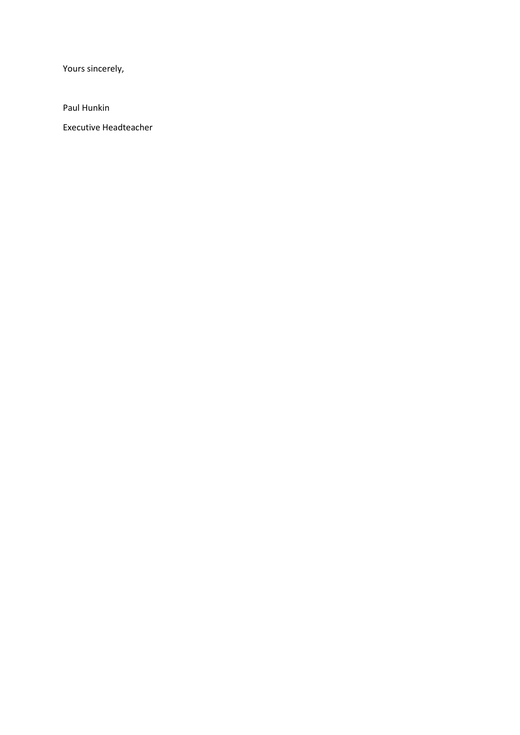Yours sincerely,

Paul Hunkin

Executive Headteacher